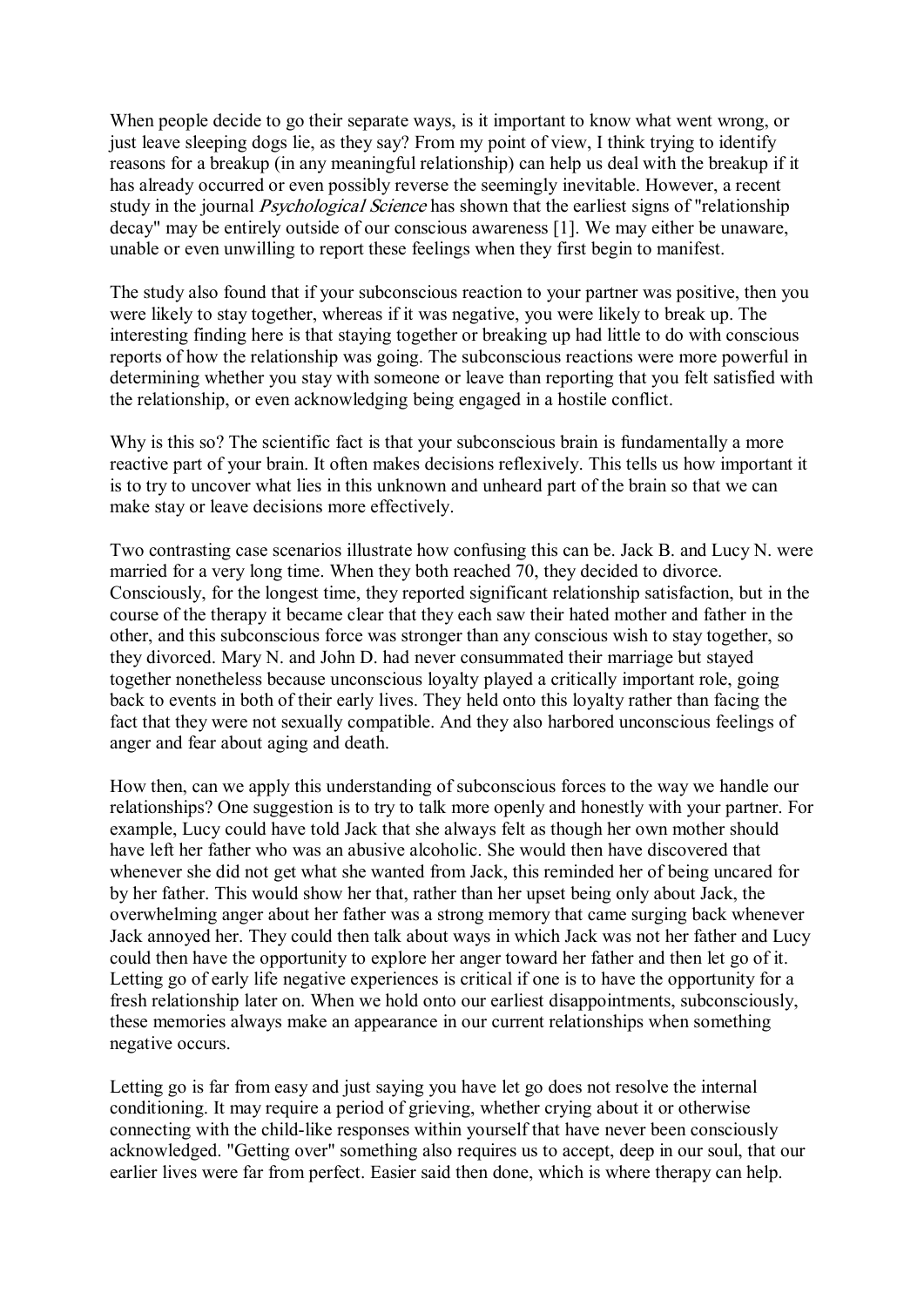When people decide to go their separate ways, is it important to know what went wrong, or just leave sleeping dogs lie, as they say? From my point of view, I think trying to identify reasons for a breakup (in any meaningful relationship) can help us deal with the breakup if it has already occurred or even possibly reverse the seemingly inevitable. However, a recent study in the journal *Psychological Science* has shown that the earliest signs of "relationship decay" may be entirely outside of our conscious awareness [1]. We may either be unaware, unable or even unwilling to report these feelings when they first begin to manifest.

The study also found that if your subconscious reaction to your partner was positive, then you were likely to stay together, whereas if it was negative, you were likely to break up. The interesting finding here is that staying together or breaking up had little to do with conscious reports of how the relationship was going. The subconscious reactions were more powerful in determining whether you stay with someone or leave than reporting that you felt satisfied with the relationship, or even acknowledging being engaged in a hostile conflict.

Why is this so? The scientific fact is that your subconscious brain is fundamentally a more reactive part of your brain. It often makes decisions reflexively. This tells us how important it is to try to uncover what lies in this unknown and unheard part of the brain so that we can make stay or leave decisions more effectively.

Two contrasting case scenarios illustrate how confusing this can be. Jack B. and Lucy N. were married for a very long time. When they both reached 70, they decided to divorce. Consciously, for the longest time, they reported significant relationship satisfaction, but in the course of the therapy it became clear that they each saw their hated mother and father in the other, and this subconscious force was stronger than any conscious wish to stay together, so they divorced. Mary N. and John D. had never consummated their marriage but stayed together nonetheless because unconscious loyalty played a critically important role, going back to events in both of their early lives. They held onto this loyalty rather than facing the fact that they were not sexually compatible. And they also harbored unconscious feelings of anger and fear about aging and death.

How then, can we apply this understanding of subconscious forces to the way we handle our relationships? One suggestion is to try to talk more openly and honestly with your partner. For example, Lucy could have told Jack that she always felt as though her own mother should have left her father who was an abusive alcoholic. She would then have discovered that whenever she did not get what she wanted from Jack, this reminded her of being uncared for by her father. This would show her that, rather than her upset being only about Jack, the overwhelming anger about her father was a strong memory that came surging back whenever Jack annoyed her. They could then talk about ways in which Jack was not her father and Lucy could then have the opportunity to explore her anger toward her father and then let go of it. Letting go of early life negative experiences is critical if one is to have the opportunity for a fresh relationship later on. When we hold onto our earliest disappointments, subconsciously, these memories always make an appearance in our current relationships when something negative occurs.

Letting go is far from easy and just saying you have let go does not resolve the internal conditioning. It may require a period of grieving, whether crying about it or otherwise connecting with the child-like responses within yourself that have never been consciously acknowledged. "Getting over" something also requires us to accept, deep in our soul, that our earlier lives were far from perfect. Easier said then done, which is where therapy can help.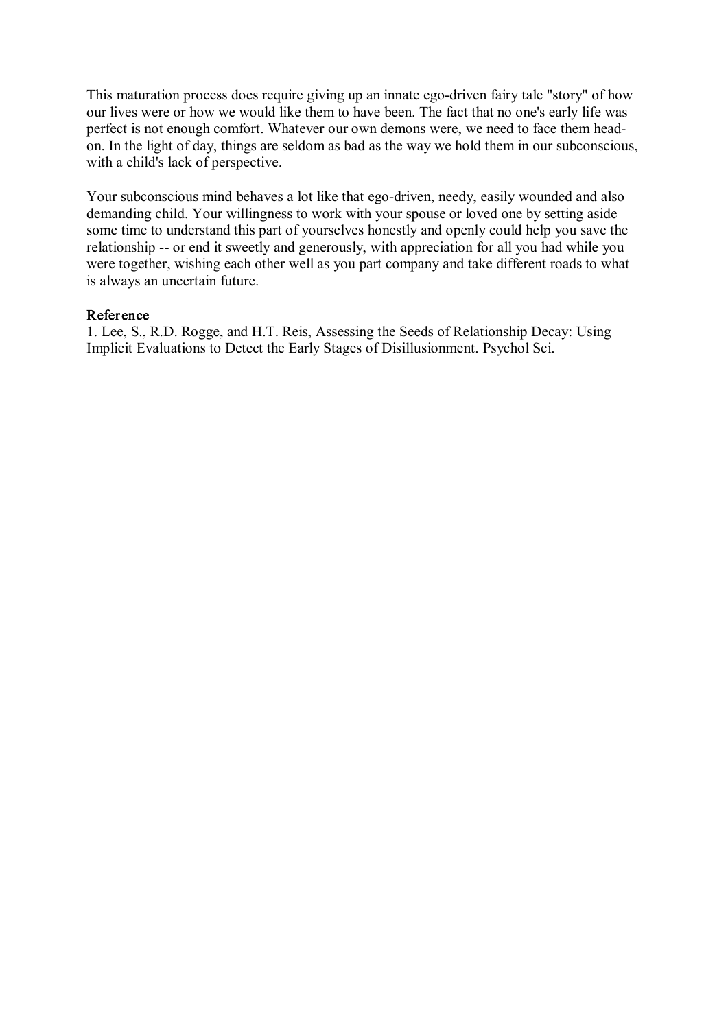This maturation process does require giving up an innate ego-driven fairy tale "story" of how our lives were or how we would like them to have been. The fact that no one's early life was perfect is not enough comfort. Whatever our own demons were, we need to face them head-on. In the light of day, things are seldom as bad as the way we hold them in our subconscious, with a child's lack of perspective.

Your subconscious mind behaves a lot like that ego-driven, needy, easily wounded and also demanding child. Your willingness to work with your spouse or loved one by setting aside some time to understand this part of yourselves honestly and openly could help you save the relationship -- or end it sweetly and generously, with appreciation for all you had while you were together, wishing each other well as you part company and take different roads to what is always an uncertain future.

### Reference

1. Lee, S., R.D. Rogge, and H.T. Reis, Assessing the Seeds of Relationship Decay: Using Implicit Evaluations to Detect the Early Stages of Disillusionment. Psychol Sci.